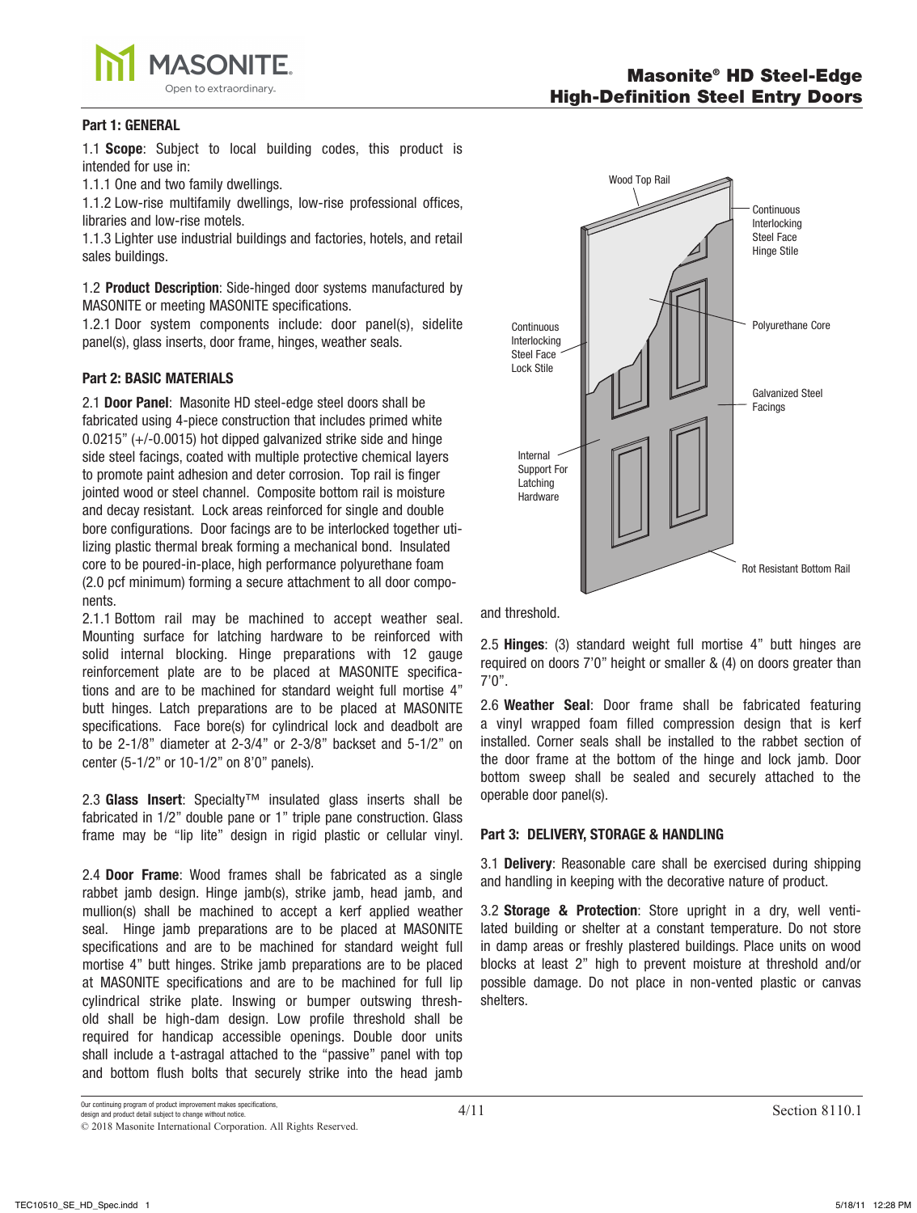# Masonite® HD Steel-Edge High-Definition Steel Entry Doors

## Part 1: GENERAL

1.1 **Scope**: Subject to local building codes, this product is intended for use in:

1.1.1 One and two family dwellings.

1.1.2 Low-rise multifamily dwellings, low-rise professional offices, libraries and low-rise motels.

1.1.3 Lighter use industrial buildings and factories, hotels, and retail sales buildings.

1.2 **Product Description**: Side-hinged door systems manufactured by MASONITE or meeting MASONITE specifications.

1.2.1 Door system components include: door panel(s), sidelite panel(s), glass inserts, door frame, hinges, weather seals.

## Part 2: BASIC MATERIALS

2.1 **Door Panel**: Masonite HD steel-edge steel doors shall be fabricated using 4-piece construction that includes primed white 0.0215" (+/-0.0015) hot dipped galvanized strike side and hinge side steel facings, coated with multiple protective chemical layers to promote paint adhesion and deter corrosion. Top rail is finger jointed wood or steel channel. Composite bottom rail is moisture and decay resistant. Lock areas reinforced for single and double bore configurations. Door facings are to be interlocked together utilizing plastic thermal break forming a mechanical bond. Insulated core to be poured-in-place, high performance polyurethane foam (2.0 pcf minimum) forming a secure attachment to all door components.

2.1.1 Bottom rail may be machined to accept weather seal. Mounting surface for latching hardware to be reinforced with solid internal blocking. Hinge preparations with 12 gauge reinforcement plate are to be placed at MASONITE specifications and are to be machined for standard weight full mortise 4" butt hinges. Latch preparations are to be placed at MASONITE specifications. Face bore(s) for cylindrical lock and deadbolt are to be 2-1/8" diameter at 2-3/4" or 2-3/8" backset and 5-1/2" on center (5-1/2" or 10-1/2" on 8'0" panels).

2.3 **Glass Insert**: Specialty™ insulated glass inserts shall be fabricated in 1/2" double pane or 1" triple pane construction. Glass frame may be "lip lite" design in rigid plastic or cellular vinyl.

2.4 **Door Frame**: Wood frames shall be fabricated as a single rabbet jamb design. Hinge jamb(s), strike jamb, head jamb, and mullion(s) shall be machined to accept a kerf applied weather seal. Hinge jamb preparations are to be placed at MASONITE specifications and are to be machined for standard weight full mortise 4" butt hinges. Strike jamb preparations are to be placed at MASONITE specifications and are to be machined for full lip cylindrical strike plate. Inswing or bumper outswing threshold shall be high-dam design. Low profile threshold shall be required for handicap accessible openings. Double door units shall include a t-astragal attached to the "passive" panel with top and bottom flush bolts that securely strike into the head jamb and threshold.

Wood Top Rail

Continuous Interlocking Steel Face Hinge Stile

Polyurethane Core

Galvanized Steel Facings

Continuous Interlocking Steel Face Lock Stile

Internal Support For Latching Hardware

Rot Resistant Bottom Rail

2.5 **Hinges**: (3) standard weight full mortise 4" butt hinges are required on doors 7'0" height or smaller & (4) on doors greater than 7'0".

2.6 **Weather Seal**: Door frame shall be fabricated featuring a vinyl wrapped foam filled compression design that is kerf installed. Corner seals shall be installed to the rabbet section of the door frame at the bottom of the hinge and lock jamb. Door bottom sweep shall be sealed and securely attached to the operable door panel(s).

## Part 3: DELIVERY, STORAGE & HANDLING

3.1 **Delivery**: Reasonable care shall be exercised during shipping and handling in keeping with the decorative nature of product.

3.2 **Storage & Protection**: Store upright in a dry, well ventilated building or shelter at a constant temperature. Do not store in damp areas or freshly plastered buildings. Place units on wood blocks at least 2" high to prevent moisture at threshold and/or possible damage. Do not place in non-vented plastic or canvas shelters.

Our continuing program of product improvement makes specifications, design and product detail subject to change without notice.

© 2018 Masonite International Corporation. All Rights Reserved.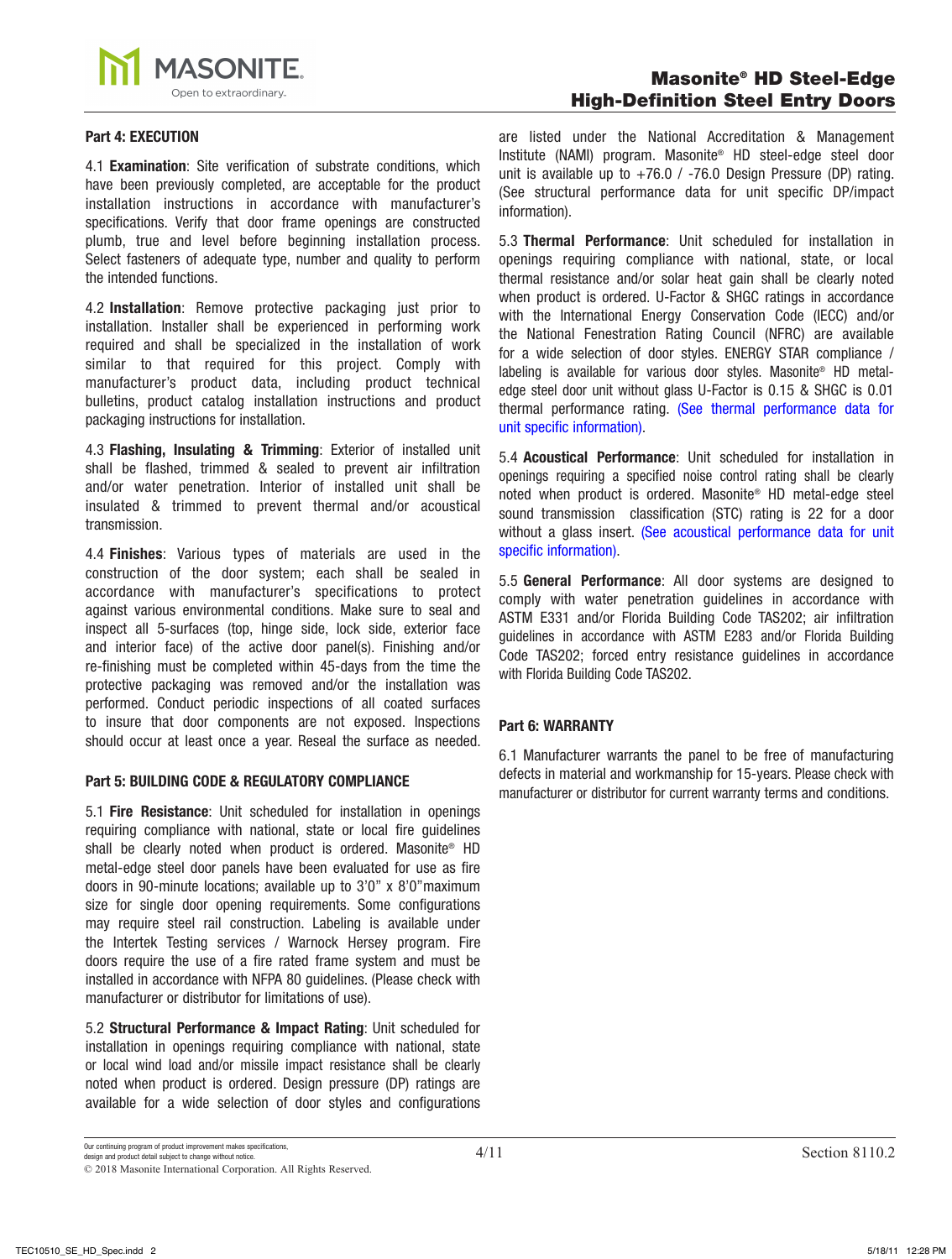### Part 4: EXECUTION

4.1 **Examination**: Site verification of substrate conditions, which have been previously completed, are acceptable for the product installation instructions in accordance with manufacturer's specifications. Verify that door frame openings are constructed plumb, true and level before beginning installation process. Select fasteners of adequate type, number and quality to perform the intended functions.

4.2 **Installation**: Remove protective packaging just prior to installation. Installer shall be experienced in performing work required and shall be specialized in the installation of work similar to that required for this project. Comply with manufacturer's product data, including product technical bulletins, product catalog installation instructions and product packaging instructions for installation.

4.3 **Flashing, Insulating & Trimming**: Exterior of installed unit shall be flashed, trimmed & sealed to prevent air infiltration and/or water penetration. Interior of installed unit shall be insulated & trimmed to prevent thermal and/or acoustical transmission.

4.4 **Finishes**: Various types of materials are used in the construction of the door system; each shall be sealed in accordance with manufacturer's specifications to protect against various environmental conditions. Make sure to seal and inspect all 5-surfaces (top, hinge side, lock side, exterior face and interior face) of the active door panel(s). Finishing and/or re-finishing must be completed within 45-days from the time the protective packaging was removed and/or the installation was performed. Conduct periodic inspections of all coated surfaces to insure that door components are not exposed. Inspections should occur at least once a year. Reseal the surface as needed.

### Part 5: BUILDING CODE & REGULATORY COMPLIANCE

5.1 **Fire Resistance**: Unit scheduled for installation in openings requiring compliance with national, state or local fire guidelines shall be clearly noted when product is ordered. Masonite® HD metal-edge steel door panels have been evaluated for use as fire doors in 90-minute locations; available up to 3'0" x 8'0"maximum size for single door opening requirements. Some configurations may require steel rail construction. Labeling is available under the Intertek Testing services / Warnock Hersey program. Fire doors require the use of a fire rated frame system and must be installed in accordance with NFPA 80 guidelines. (Please check with manufacturer or distributor for limitations of use).

5.2 **Structural Performance & Impact Rating**: Unit scheduled for installation in openings requiring compliance with national, state or local wind load and/or missile impact resistance shall be clearly noted when product is ordered. Design pressure (DP) ratings are available for a wide selection of door styles and configurations are listed under the National Accreditation & Management Institute (NAMI) program. Masonite® HD steel-edge steel door unit is available up to +76.0 / -76.0 Design Pressure (DP) rating. (See structural performance data for unit specific DP/impact information).

5.3 **Thermal Performance**: Unit scheduled for installation in openings requiring compliance with national, state, or local thermal resistance and/or solar heat gain shall be clearly noted when product is ordered. U-Factor & SHGC ratings in accordance with the International Energy Conservation Code (IECC) and/or the National Fenestration Rating Council (NFRC) are available for a wide selection of door styles. ENERGY STAR compliance / labeling is available for various door styles. Masonite® HD metal-edge steel door unit without glass U-Factor is 0.15 & SHGC is 0.01 thermal performance rating. (See thermal performance data for unit specific information).

5.4 **Acoustical Performance**: Unit scheduled for installation in openings requiring a specified noise control rating shall be clearly noted when product is ordered. Masonite® HD metal-edge steel sound transmission classification (STC) rating is 22 for a door without a glass insert. (See acoustical performance data for unit specific information).

5.5 **General Performance**: All door systems are designed to comply with water penetration guidelines in accordance with ASTM E331 and/or Florida Building Code TAS202; air infiltration guidelines in accordance with ASTM E283 and/or Florida Building Code TAS202; forced entry resistance guidelines in accordance with Florida Building Code TAS202.

### Part 6: WARRANTY

6.1 Manufacturer warrants the panel to be free of manufacturing defects in material and workmanship for 15-years. Please check with manufacturer or distributor for current warranty terms and conditions.